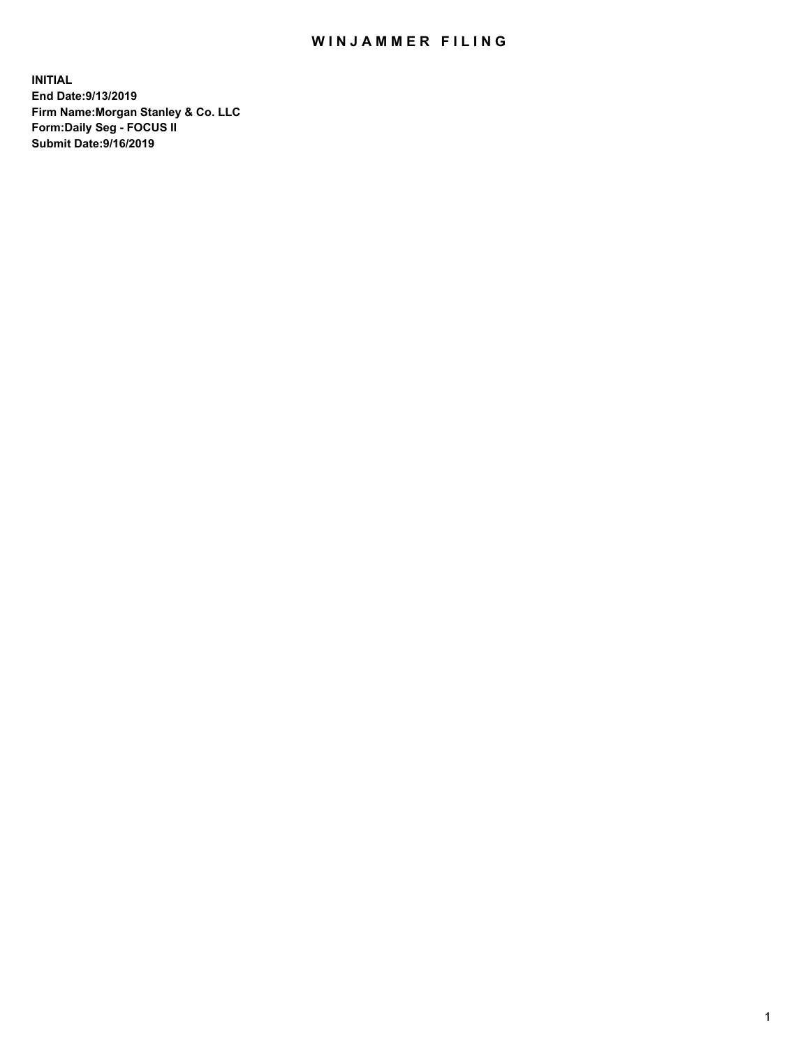# WINJAMMER FILING

**INITIAL**
**End Date:9/13/2019**
**Firm Name:Morgan Stanley & Co. LLC**
**Form:Daily Seg - FOCUS II**
**Submit Date:9/16/2019**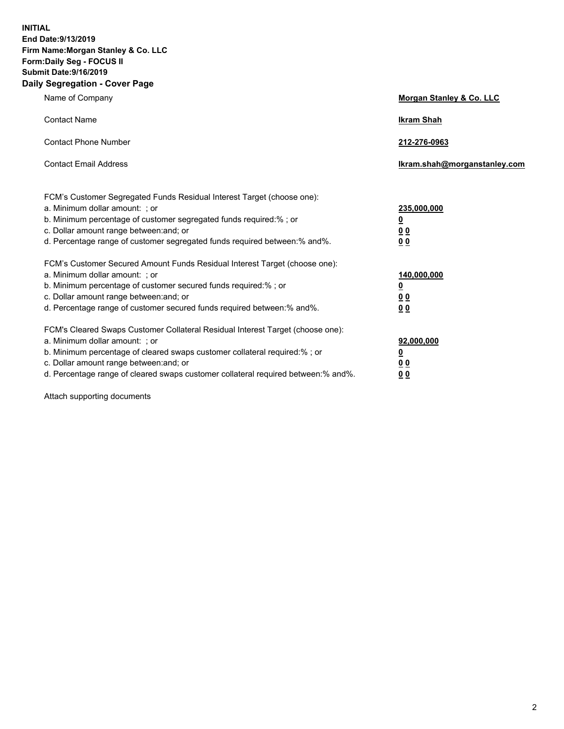**INITIAL**
**End Date:9/13/2019**
**Firm Name:Morgan Stanley & Co. LLC**
**Form:Daily Seg - FOCUS II**
**Submit Date:9/16/2019**
**Daily Segregation - Cover Page**

| | |
|---|---|
| Name of Company | **Morgan Stanley & Co. LLC** |
| Contact Name | **Ikram Shah** |
| Contact Phone Number | **212-276-0963** |
| Contact Email Address | **Ikram.shah@morganstanley.com** |

FCM's Customer Segregated Funds Residual Interest Target (choose one):

| | |
|---|---|
| a. Minimum dollar amount: ; or | **235,000,000** |
| b. Minimum percentage of customer segregated funds required:% ; or | **0** |
| c. Dollar amount range between:and; or | **0 0** |
| d. Percentage range of customer segregated funds required between:% and%. | **0 0** |

FCM's Customer Secured Amount Funds Residual Interest Target (choose one):

| | |
|---|---|
| a. Minimum dollar amount: ; or | **140,000,000** |
| b. Minimum percentage of customer secured funds required:% ; or | **0** |
| c. Dollar amount range between:and; or | **0 0** |
| d. Percentage range of customer secured funds required between:% and%. | **0 0** |

FCM's Cleared Swaps Customer Collateral Residual Interest Target (choose one):

| | |
|---|---|
| a. Minimum dollar amount: ; or | **92,000,000** |
| b. Minimum percentage of cleared swaps customer collateral required:% ; or | **0** |
| c. Dollar amount range between:and; or | **0 0** |
| d. Percentage range of cleared swaps customer collateral required between:% and%. | **0 0** |

Attach supporting documents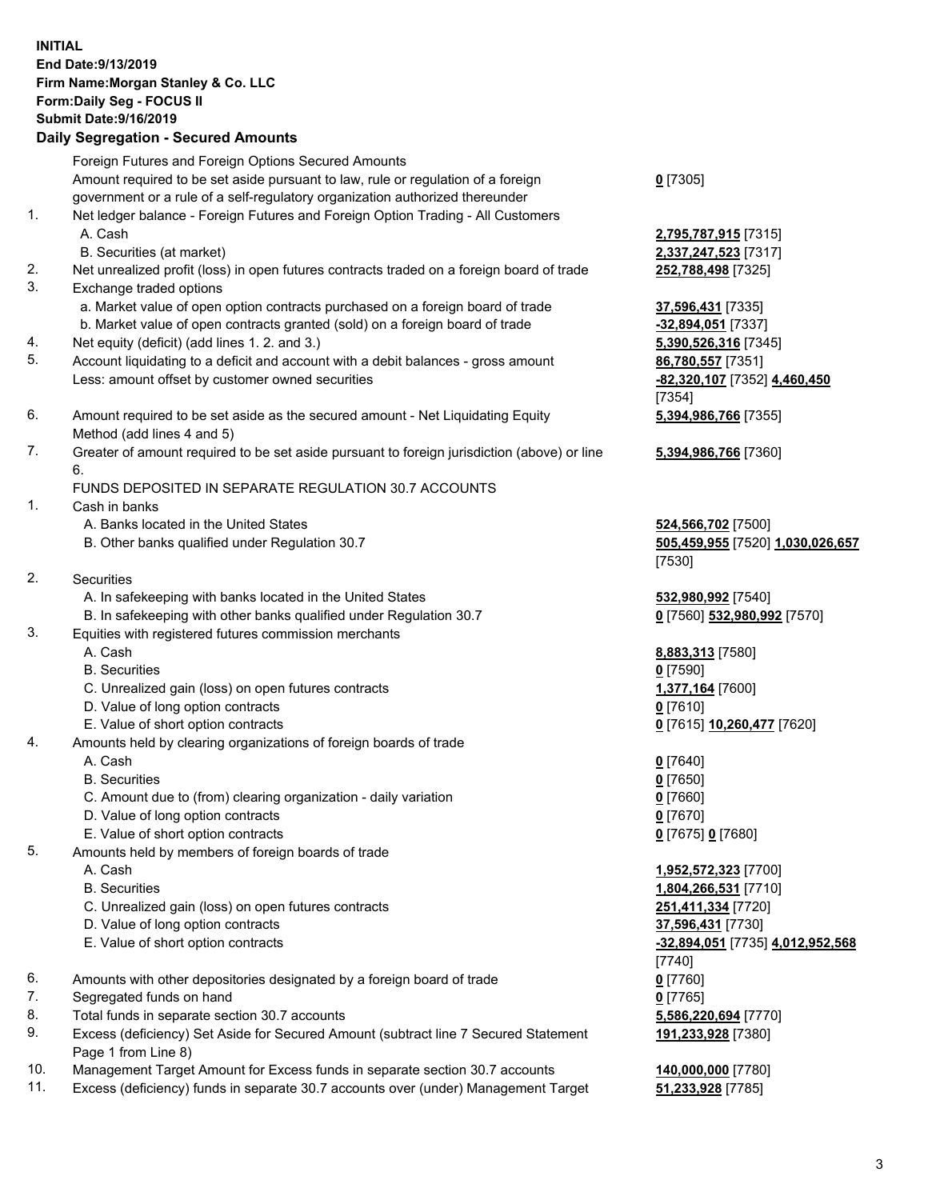**INITIAL**
**End Date:9/13/2019**
**Firm Name:Morgan Stanley & Co. LLC**
**Form:Daily Seg - FOCUS II**
**Submit Date:9/16/2019**
**Daily Segregation - Secured Amounts**

| | | |
|---|---|---|
| | Foreign Futures and Foreign Options Secured Amounts | |
| | Amount required to be set aside pursuant to law, rule or regulation of a foreign government or a rule of a self-regulatory organization authorized thereunder | **0** [7305] |
| 1. | Net ledger balance - Foreign Futures and Foreign Option Trading - All Customers | |
| | A. Cash | **2,795,787,915** [7315] |
| | B. Securities (at market) | **2,337,247,523** [7317] |
| 2. | Net unrealized profit (loss) in open futures contracts traded on a foreign board of trade | **252,788,498** [7325] |
| 3. | Exchange traded options | |
| | a. Market value of open option contracts purchased on a foreign board of trade | **37,596,431** [7335] |
| | b. Market value of open contracts granted (sold) on a foreign board of trade | **-32,894,051** [7337] |
| 4. | Net equity (deficit) (add lines 1. 2. and 3.) | **5,390,526,316** [7345] |
| 5. | Account liquidating to a deficit and account with a debit balances - gross amount | **86,780,557** [7351] |
| | Less: amount offset by customer owned securities | **-82,320,107** [7352] **4,460,450** [7354] |
| 6. | Amount required to be set aside as the secured amount - Net Liquidating Equity Method (add lines 4 and 5) | **5,394,986,766** [7355] |
| 7. | Greater of amount required to be set aside pursuant to foreign jurisdiction (above) or line 6. | **5,394,986,766** [7360] |
| | FUNDS DEPOSITED IN SEPARATE REGULATION 30.7 ACCOUNTS | |
| 1. | Cash in banks | |
| | A. Banks located in the United States | **524,566,702** [7500] |
| | B. Other banks qualified under Regulation 30.7 | **505,459,955** [7520] **1,030,026,657** [7530] |
| 2. | Securities | |
| | A. In safekeeping with banks located in the United States | **532,980,992** [7540] |
| | B. In safekeeping with other banks qualified under Regulation 30.7 | **0** [7560] **532,980,992** [7570] |
| 3. | Equities with registered futures commission merchants | |
| | A. Cash | **8,883,313** [7580] |
| | B. Securities | **0** [7590] |
| | C. Unrealized gain (loss) on open futures contracts | **1,377,164** [7600] |
| | D. Value of long option contracts | **0** [7610] |
| | E. Value of short option contracts | **0** [7615] **10,260,477** [7620] |
| 4. | Amounts held by clearing organizations of foreign boards of trade | |
| | A. Cash | **0** [7640] |
| | B. Securities | **0** [7650] |
| | C. Amount due to (from) clearing organization - daily variation | **0** [7660] |
| | D. Value of long option contracts | **0** [7670] |
| | E. Value of short option contracts | **0** [7675] **0** [7680] |
| 5. | Amounts held by members of foreign boards of trade | |
| | A. Cash | **1,952,572,323** [7700] |
| | B. Securities | **1,804,266,531** [7710] |
| | C. Unrealized gain (loss) on open futures contracts | **251,411,334** [7720] |
| | D. Value of long option contracts | **37,596,431** [7730] |
| | E. Value of short option contracts | **-32,894,051** [7735] **4,012,952,568** [7740] |
| 6. | Amounts with other depositories designated by a foreign board of trade | **0** [7760] |
| 7. | Segregated funds on hand | **0** [7765] |
| 8. | Total funds in separate section 30.7 accounts | **5,586,220,694** [7770] |
| 9. | Excess (deficiency) Set Aside for Secured Amount (subtract line 7 Secured Statement Page 1 from Line 8) | **191,233,928** [7380] |
| 10. | Management Target Amount for Excess funds in separate section 30.7 accounts | **140,000,000** [7780] |
| 11. | Excess (deficiency) funds in separate 30.7 accounts over (under) Management Target | **51,233,928** [7785] |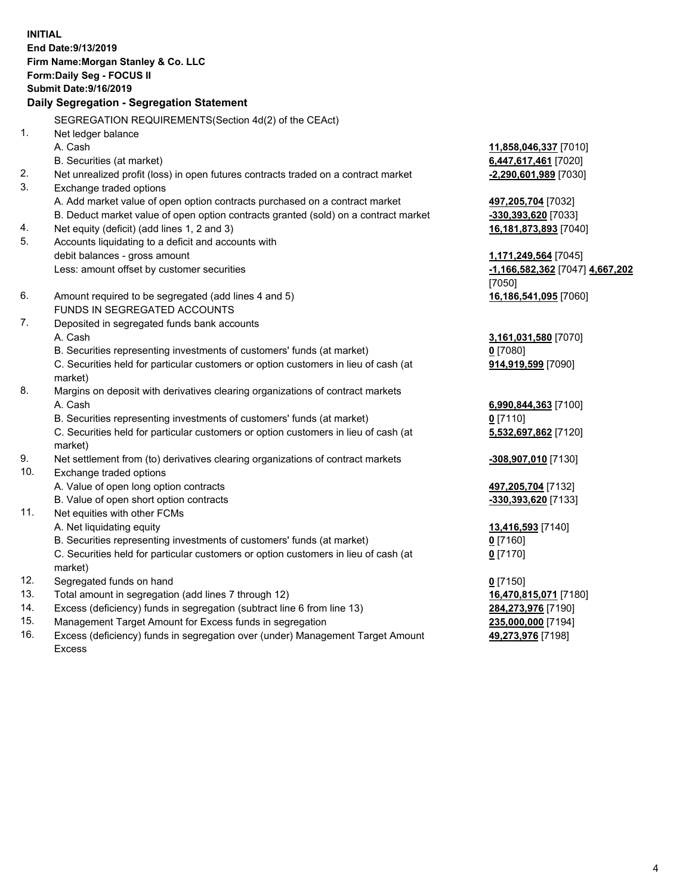**INITIAL**
**End Date:9/13/2019**
**Firm Name:Morgan Stanley & Co. LLC**
**Form:Daily Seg - FOCUS II**
**Submit Date:9/16/2019**
**Daily Segregation - Segregation Statement**

SEGREGATION REQUIREMENTS(Section 4d(2) of the CEAct)

| | | |
|---|---|---|
| 1. | Net ledger balance | |
| | A. Cash | **11,858,046,337** [7010] |
| | B. Securities (at market) | **6,447,617,461** [7020] |
| 2. | Net unrealized profit (loss) in open futures contracts traded on a contract market | **-2,290,601,989** [7030] |
| 3. | Exchange traded options | |
| | A. Add market value of open option contracts purchased on a contract market | **497,205,704** [7032] |
| | B. Deduct market value of open option contracts granted (sold) on a contract market | **-330,393,620** [7033] |
| 4. | Net equity (deficit) (add lines 1, 2 and 3) | **16,181,873,893** [7040] |
| 5. | Accounts liquidating to a deficit and accounts with | |
| | debit balances - gross amount | **1,171,249,564** [7045] |
| | Less: amount offset by customer securities | **-1,166,582,362** [7047] **4,667,202** [7050] |
| 6. | Amount required to be segregated (add lines 4 and 5) | **16,186,541,095** [7060] |
| | FUNDS IN SEGREGATED ACCOUNTS | |
| 7. | Deposited in segregated funds bank accounts | |
| | A. Cash | **3,161,031,580** [7070] |
| | B. Securities representing investments of customers' funds (at market) | **0** [7080] |
| | C. Securities held for particular customers or option customers in lieu of cash (at market) | **914,919,599** [7090] |
| 8. | Margins on deposit with derivatives clearing organizations of contract markets | |
| | A. Cash | **6,990,844,363** [7100] |
| | B. Securities representing investments of customers' funds (at market) | **0** [7110] |
| | C. Securities held for particular customers or option customers in lieu of cash (at market) | **5,532,697,862** [7120] |
| 9. | Net settlement from (to) derivatives clearing organizations of contract markets | **-308,907,010** [7130] |
| 10. | Exchange traded options | |
| | A. Value of open long option contracts | **497,205,704** [7132] |
| | B. Value of open short option contracts | **-330,393,620** [7133] |
| 11. | Net equities with other FCMs | |
| | A. Net liquidating equity | **13,416,593** [7140] |
| | B. Securities representing investments of customers' funds (at market) | **0** [7160] |
| | C. Securities held for particular customers or option customers in lieu of cash (at market) | **0** [7170] |
| 12. | Segregated funds on hand | **0** [7150] |
| 13. | Total amount in segregation (add lines 7 through 12) | **16,470,815,071** [7180] |
| 14. | Excess (deficiency) funds in segregation (subtract line 6 from line 13) | **284,273,976** [7190] |
| 15. | Management Target Amount for Excess funds in segregation | **235,000,000** [7194] |
| 16. | Excess (deficiency) funds in segregation over (under) Management Target Amount Excess | **49,273,976** [7198] |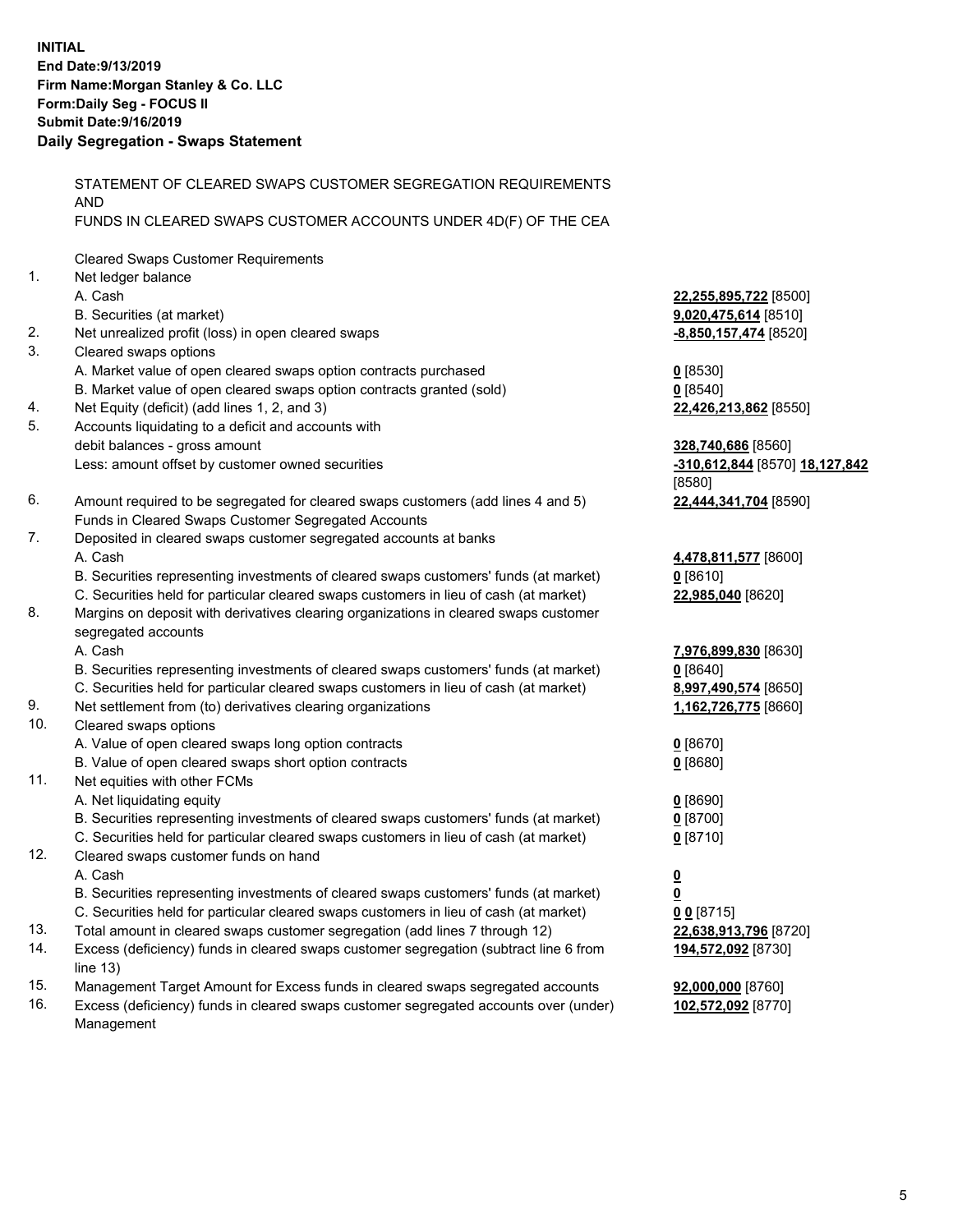**INITIAL**
**End Date:9/13/2019**
**Firm Name:Morgan Stanley & Co. LLC**
**Form:Daily Seg - FOCUS II**
**Submit Date:9/16/2019**
**Daily Segregation - Swaps Statement**

STATEMENT OF CLEARED SWAPS CUSTOMER SEGREGATION REQUIREMENTS AND FUNDS IN CLEARED SWAPS CUSTOMER ACCOUNTS UNDER 4D(F) OF THE CEA

| | | |
|---|---|---|
| | Cleared Swaps Customer Requirements | |
| 1. | Net ledger balance | |
| | A. Cash | **22,255,895,722** [8500] |
| | B. Securities (at market) | **9,020,475,614** [8510] |
| 2. | Net unrealized profit (loss) in open cleared swaps | **-8,850,157,474** [8520] |
| 3. | Cleared swaps options | |
| | A. Market value of open cleared swaps option contracts purchased | **0** [8530] |
| | B. Market value of open cleared swaps option contracts granted (sold) | **0** [8540] |
| 4. | Net Equity (deficit) (add lines 1, 2, and 3) | **22,426,213,862** [8550] |
| 5. | Accounts liquidating to a deficit and accounts with debit balances - gross amount | **328,740,686** [8560] |
| | Less: amount offset by customer owned securities | **-310,612,844** [8570] **18,127,842** [8580] |
| 6. | Amount required to be segregated for cleared swaps customers (add lines 4 and 5) | **22,444,341,704** [8590] |
| | Funds in Cleared Swaps Customer Segregated Accounts | |
| 7. | Deposited in cleared swaps customer segregated accounts at banks | |
| | A. Cash | **4,478,811,577** [8600] |
| | B. Securities representing investments of cleared swaps customers' funds (at market) | **0** [8610] |
| | C. Securities held for particular cleared swaps customers in lieu of cash (at market) | **22,985,040** [8620] |
| 8. | Margins on deposit with derivatives clearing organizations in cleared swaps customer segregated accounts | |
| | A. Cash | **7,976,899,830** [8630] |
| | B. Securities representing investments of cleared swaps customers' funds (at market) | **0** [8640] |
| | C. Securities held for particular cleared swaps customers in lieu of cash (at market) | **8,997,490,574** [8650] |
| 9. | Net settlement from (to) derivatives clearing organizations | **1,162,726,775** [8660] |
| 10. | Cleared swaps options | |
| | A. Value of open cleared swaps long option contracts | **0** [8670] |
| | B. Value of open cleared swaps short option contracts | **0** [8680] |
| 11. | Net equities with other FCMs | |
| | A. Net liquidating equity | **0** [8690] |
| | B. Securities representing investments of cleared swaps customers' funds (at market) | **0** [8700] |
| | C. Securities held for particular cleared swaps customers in lieu of cash (at market) | **0** [8710] |
| 12. | Cleared swaps customer funds on hand | |
| | A. Cash | **0** |
| | B. Securities representing investments of cleared swaps customers' funds (at market) | **0** |
| | C. Securities held for particular cleared swaps customers in lieu of cash (at market) | **0** **0** [8715] |
| 13. | Total amount in cleared swaps customer segregation (add lines 7 through 12) | **22,638,913,796** [8720] |
| 14. | Excess (deficiency) funds in cleared swaps customer segregation (subtract line 6 from line 13) | **194,572,092** [8730] |
| 15. | Management Target Amount for Excess funds in cleared swaps segregated accounts | **92,000,000** [8760] |
| 16. | Excess (deficiency) funds in cleared swaps customer segregated accounts over (under) Management | **102,572,092** [8770] |